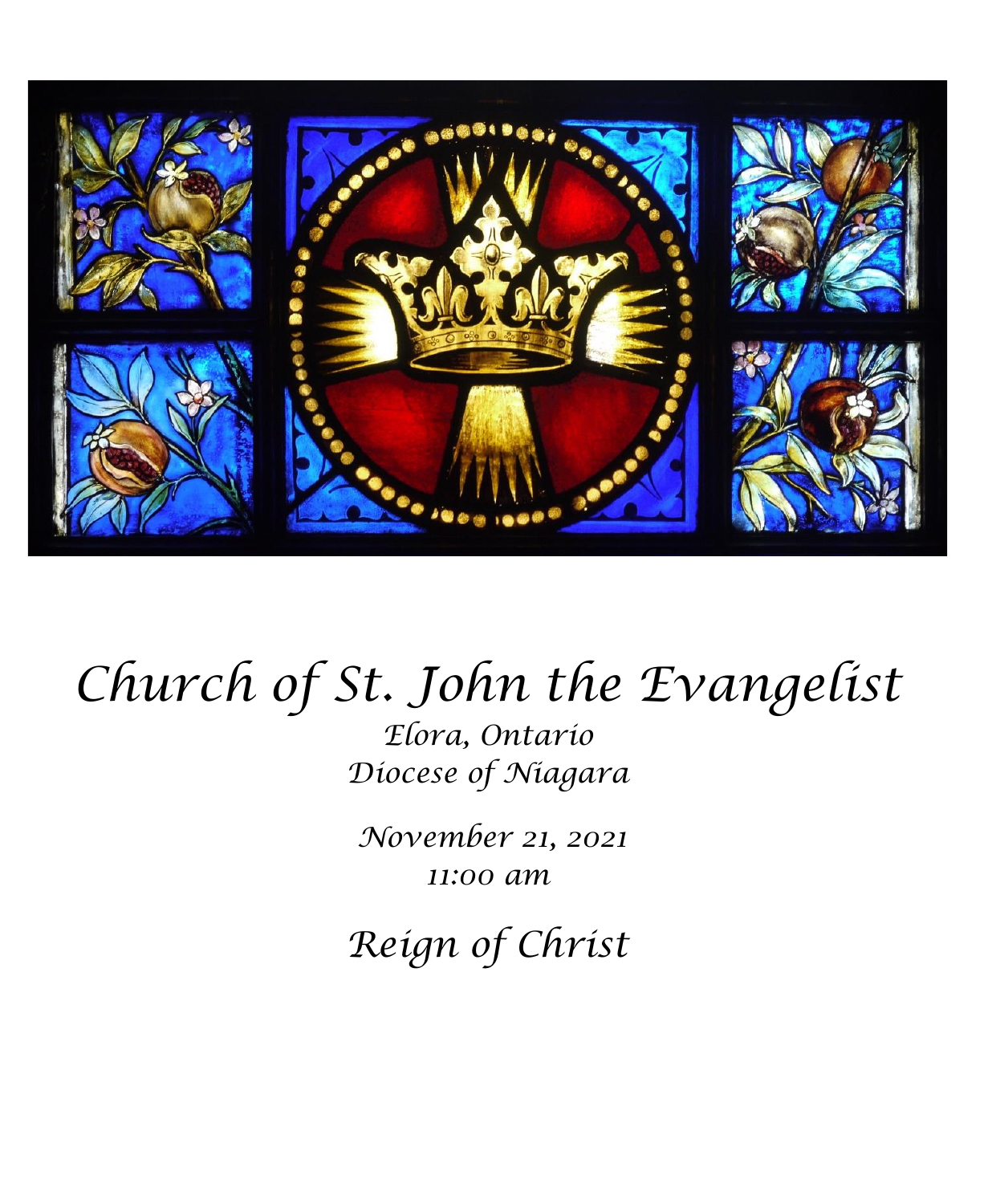# Church of St. John the Evangelist

*Elora, Ontario*
*Diocese of Niagara*

*November 21, 2021*
*11:00 am*

## Reign of Christ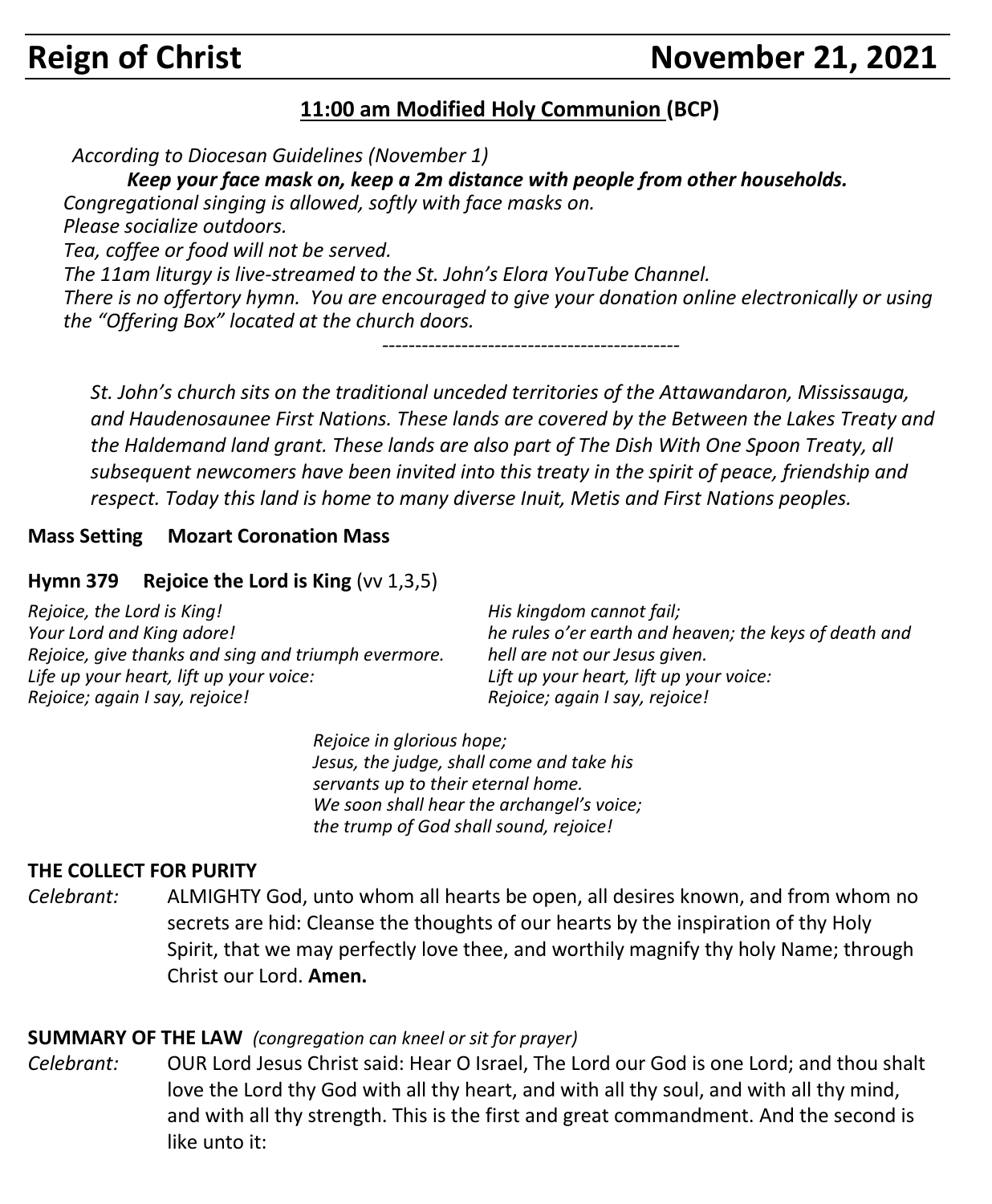# Reign of Christ November 21, 2021

## 11:00 am Modified Holy Communion (BCP)

*According to Diocesan Guidelines (November 1)*

***Keep your face mask on, keep a 2m distance with people from other households.***

*Congregational singing is allowed, softly with face masks on.*

*Please socialize outdoors.*

*Tea, coffee or food will not be served.*

*The 11am liturgy is live-streamed to the St. John's Elora YouTube Channel.*

*There is no offertory hymn. You are encouraged to give your donation online electronically or using the "Offering Box" located at the church doors.*

---

*St. John's church sits on the traditional unceded territories of the Attawandaron, Mississauga, and Haudenosaunee First Nations. These lands are covered by the Between the Lakes Treaty and the Haldemand land grant. These lands are also part of The Dish With One Spoon Treaty, all subsequent newcomers have been invited into this treaty in the spirit of peace, friendship and respect. Today this land is home to many diverse Inuit, Metis and First Nations peoples.*

**Mass Setting Mozart Coronation Mass**

**Hymn 379 Rejoice the Lord is King** (vv 1,3,5)

*Rejoice, the Lord is King!*
*Your Lord and King adore!*
*Rejoice, give thanks and sing and triumph evermore.*
*Life up your heart, lift up your voice:*
*Rejoice; again I say, rejoice!*

*His kingdom cannot fail;*
*he rules o'er earth and heaven; the keys of death and hell are not our Jesus given.*
*Lift up your heart, lift up your voice:*
*Rejoice; again I say, rejoice!*

*Rejoice in glorious hope;*
*Jesus, the judge, shall come and take his servants up to their eternal home.*
*We soon shall hear the archangel's voice;*
*the trump of God shall sound, rejoice!*

**THE COLLECT FOR PURITY**

*Celebrant:* ALMIGHTY God, unto whom all hearts be open, all desires known, and from whom no secrets are hid: Cleanse the thoughts of our hearts by the inspiration of thy Holy Spirit, that we may perfectly love thee, and worthily magnify thy holy Name; through Christ our Lord. **Amen.**

**SUMMARY OF THE LAW** *(congregation can kneel or sit for prayer)*

*Celebrant:* OUR Lord Jesus Christ said: Hear O Israel, The Lord our God is one Lord; and thou shalt love the Lord thy God with all thy heart, and with all thy soul, and with all thy mind, and with all thy strength. This is the first and great commandment. And the second is like unto it: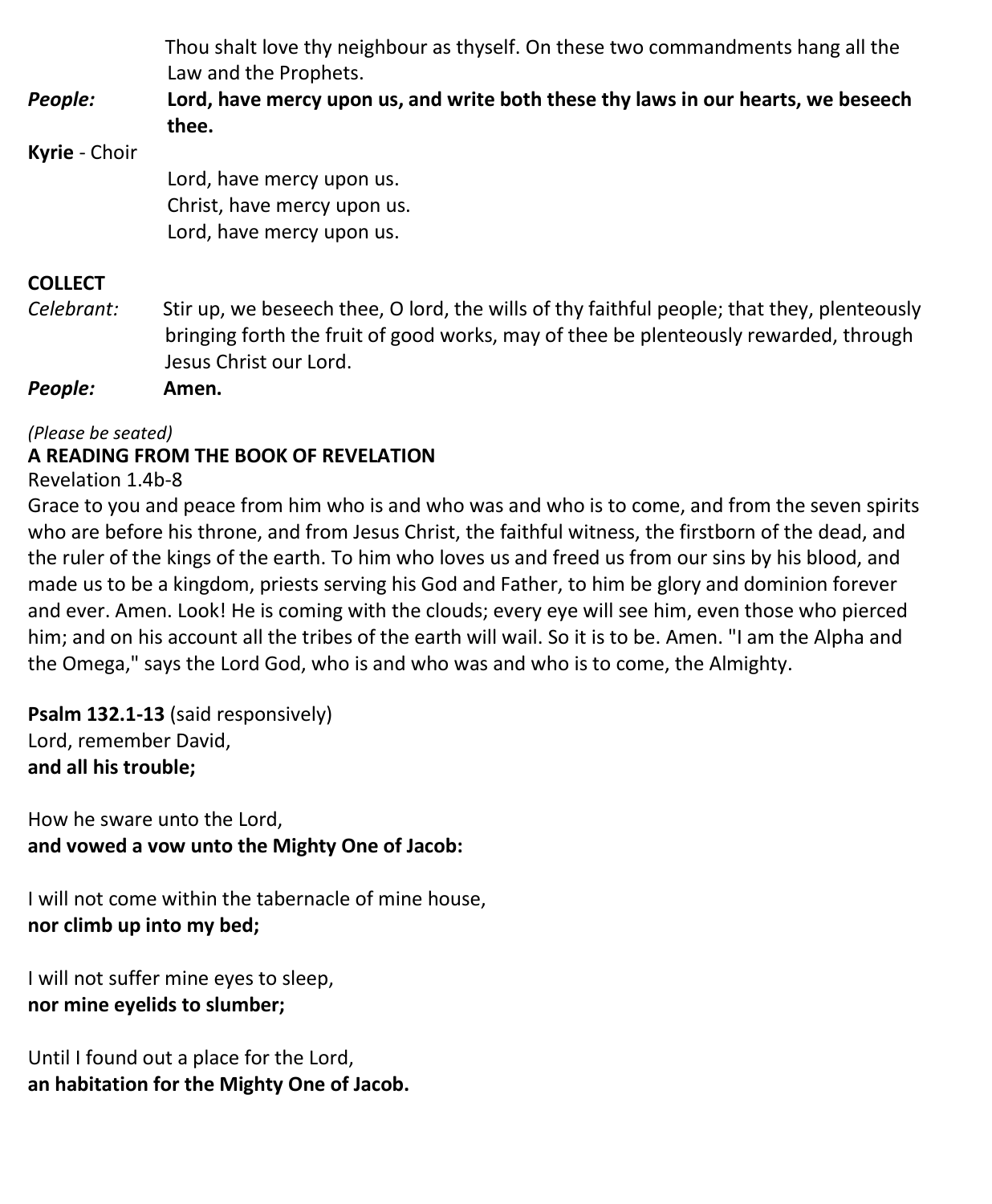Thou shalt love thy neighbour as thyself. On these two commandments hang all the Law and the Prophets.

*People:* **Lord, have mercy upon us, and write both these thy laws in our hearts, we beseech thee.**

**Kyrie** - Choir

Lord, have mercy upon us.
Christ, have mercy upon us.
Lord, have mercy upon us.

**COLLECT**

*Celebrant:* Stir up, we beseech thee, O lord, the wills of thy faithful people; that they, plenteously bringing forth the fruit of good works, may of thee be plenteously rewarded, through Jesus Christ our Lord.

*People:* **Amen.**

*(Please be seated)*

**A READING FROM THE BOOK OF REVELATION**

Revelation 1.4b-8

Grace to you and peace from him who is and who was and who is to come, and from the seven spirits who are before his throne, and from Jesus Christ, the faithful witness, the firstborn of the dead, and the ruler of the kings of the earth. To him who loves us and freed us from our sins by his blood, and made us to be a kingdom, priests serving his God and Father, to him be glory and dominion forever and ever. Amen. Look! He is coming with the clouds; every eye will see him, even those who pierced him; and on his account all the tribes of the earth will wail. So it is to be. Amen. "I am the Alpha and the Omega," says the Lord God, who is and who was and who is to come, the Almighty.

**Psalm 132.1-13** (said responsively)

Lord, remember David,
**and all his trouble;**

How he sware unto the Lord,
**and vowed a vow unto the Mighty One of Jacob:**

I will not come within the tabernacle of mine house,
**nor climb up into my bed;**

I will not suffer mine eyes to sleep,
**nor mine eyelids to slumber;**

Until I found out a place for the Lord,
**an habitation for the Mighty One of Jacob.**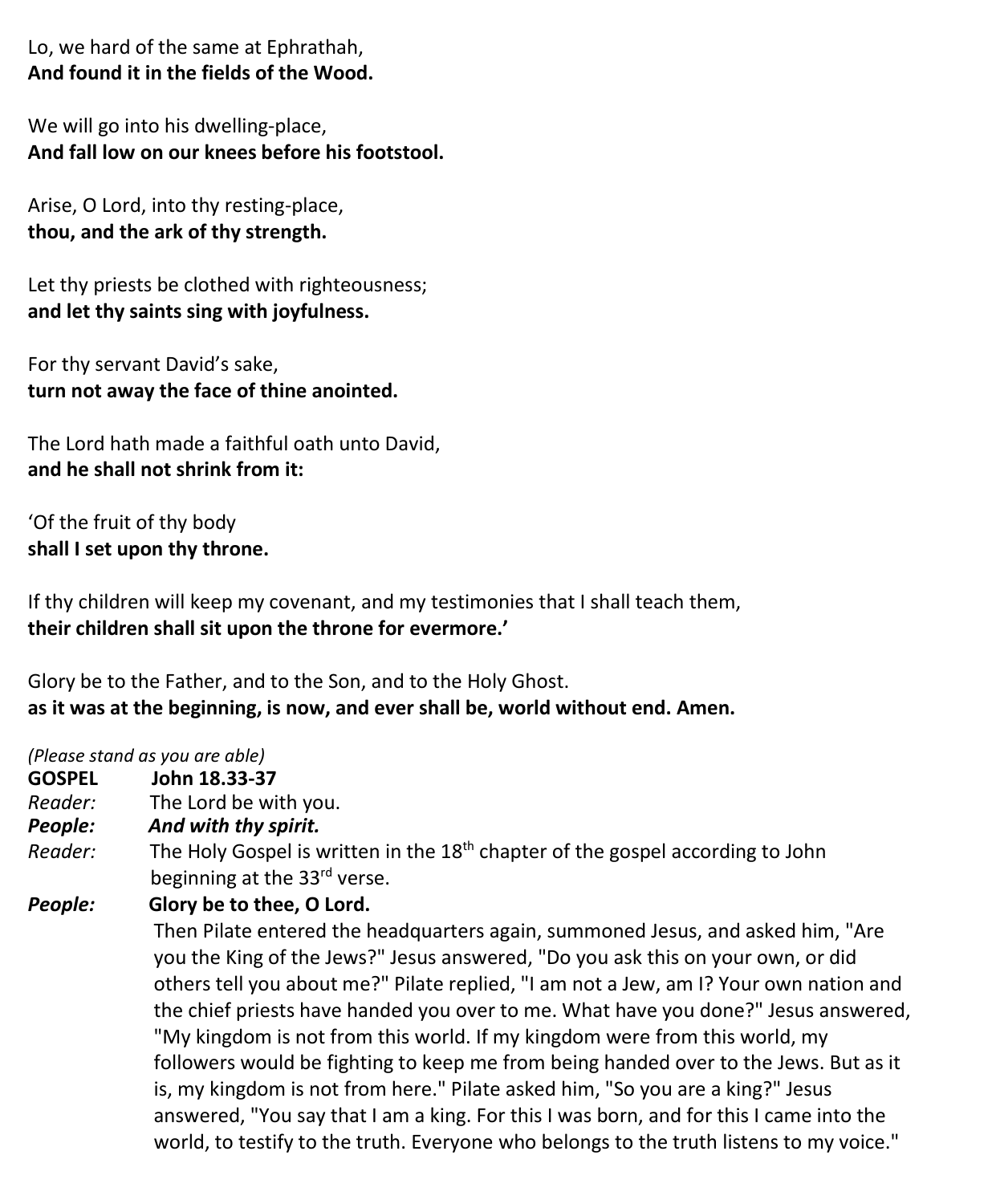Lo, we hard of the same at Ephrathah,
**And found it in the fields of the Wood.**

We will go into his dwelling-place,
**And fall low on our knees before his footstool.**

Arise, O Lord, into thy resting-place,
**thou, and the ark of thy strength.**

Let thy priests be clothed with righteousness;
**and let thy saints sing with joyfulness.**

For thy servant David's sake,
**turn not away the face of thine anointed.**

The Lord hath made a faithful oath unto David,
**and he shall not shrink from it:**

'Of the fruit of thy body
**shall I set upon thy throne.**

If thy children will keep my covenant, and my testimonies that I shall teach them,
**their children shall sit upon the throne for evermore.'**

Glory be to the Father, and to the Son, and to the Holy Ghost.
**as it was at the beginning, is now, and ever shall be, world without end. Amen.**

*(Please stand as you are able)*

**GOSPEL John 18.33-37**

*Reader:* The Lord be with you.

***People:*** ***And with thy spirit.***

*Reader:* The Holy Gospel is written in the 18th chapter of the gospel according to John beginning at the 33rd verse.

***People:*** **Glory be to thee, O Lord.**

Then Pilate entered the headquarters again, summoned Jesus, and asked him, "Are you the King of the Jews?" Jesus answered, "Do you ask this on your own, or did others tell you about me?" Pilate replied, "I am not a Jew, am I? Your own nation and the chief priests have handed you over to me. What have you done?" Jesus answered, "My kingdom is not from this world. If my kingdom were from this world, my followers would be fighting to keep me from being handed over to the Jews. But as it is, my kingdom is not from here." Pilate asked him, "So you are a king?" Jesus answered, "You say that I am a king. For this I was born, and for this I came into the world, to testify to the truth. Everyone who belongs to the truth listens to my voice."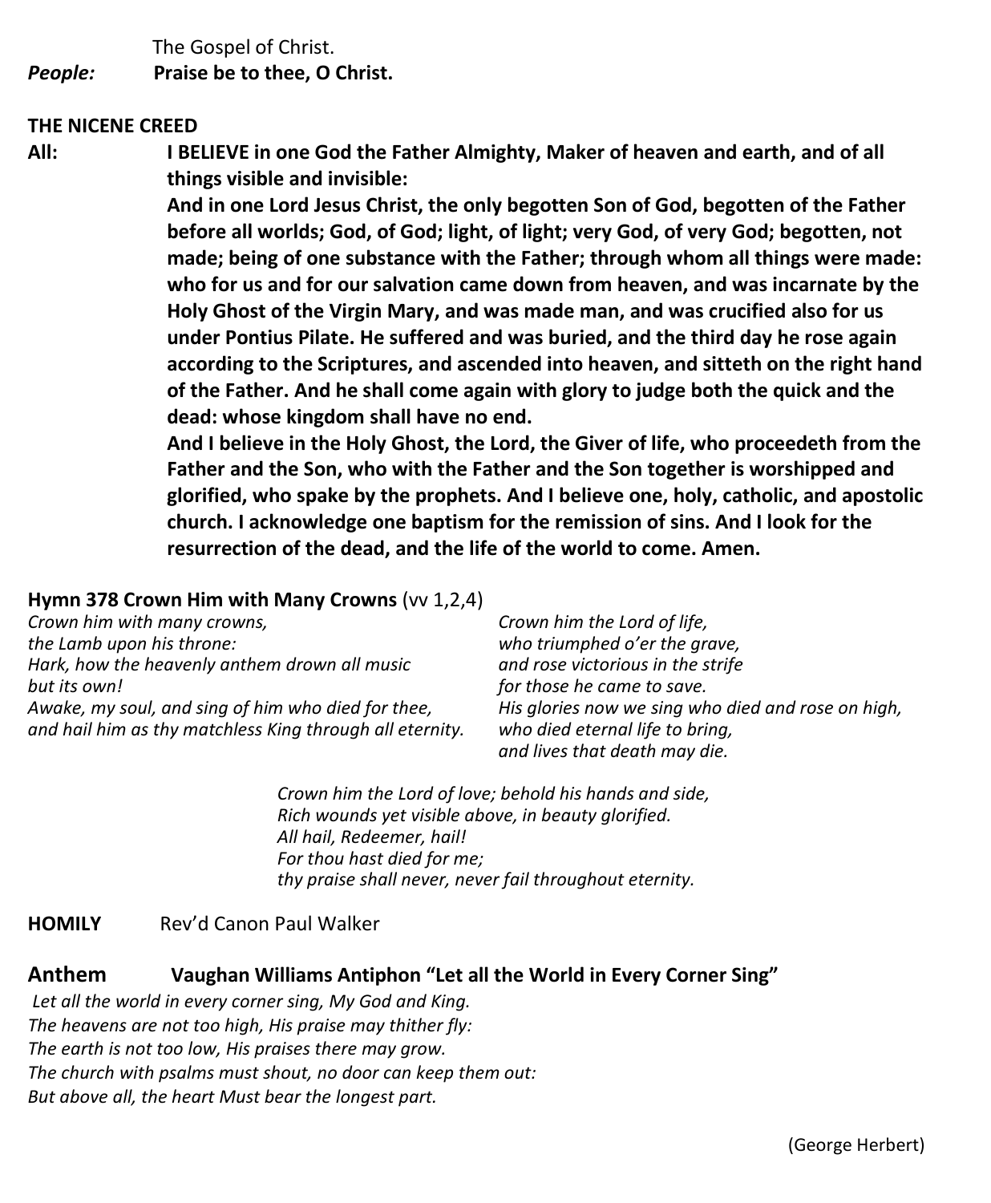The Gospel of Christ.

*People:* **Praise be to thee, O Christ.**

**THE NICENE CREED**

**All:** **I BELIEVE in one God the Father Almighty, Maker of heaven and earth, and of all things visible and invisible:**

**And in one Lord Jesus Christ, the only begotten Son of God, begotten of the Father before all worlds; God, of God; light, of light; very God, of very God; begotten, not made; being of one substance with the Father; through whom all things were made: who for us and for our salvation came down from heaven, and was incarnate by the Holy Ghost of the Virgin Mary, and was made man, and was crucified also for us under Pontius Pilate. He suffered and was buried, and the third day he rose again according to the Scriptures, and ascended into heaven, and sitteth on the right hand of the Father. And he shall come again with glory to judge both the quick and the dead: whose kingdom shall have no end.**

**And I believe in the Holy Ghost, the Lord, the Giver of life, who proceedeth from the Father and the Son, who with the Father and the Son together is worshipped and glorified, who spake by the prophets. And I believe one, holy, catholic, and apostolic church. I acknowledge one baptism for the remission of sins. And I look for the resurrection of the dead, and the life of the world to come. Amen.**

**Hymn 378 Crown Him with Many Crowns** (vv 1,2,4)

*Crown him with many crowns,*
*the Lamb upon his throne:*
*Hark, how the heavenly anthem drown all music*
*but its own!*
*Awake, my soul, and sing of him who died for thee,*
*and hail him as thy matchless King through all eternity.*

*Crown him the Lord of life,*
*who triumphed o'er the grave,*
*and rose victorious in the strife*
*for those he came to save.*
*His glories now we sing who died and rose on high,*
*who died eternal life to bring,*
*and lives that death may die.*

*Crown him the Lord of love; behold his hands and side,*
*Rich wounds yet visible above, in beauty glorified.*
*All hail, Redeemer, hail!*
*For thou hast died for me;*
*thy praise shall never, never fail throughout eternity.*

**HOMILY** Rev'd Canon Paul Walker

## Anthem **Vaughan Williams Antiphon "Let all the World in Every Corner Sing"**

*Let all the world in every corner sing, My God and King.*
*The heavens are not too high, His praise may thither fly:*
*The earth is not too low, His praises there may grow.*
*The church with psalms must shout, no door can keep them out:*
*But above all, the heart Must bear the longest part.*

(George Herbert)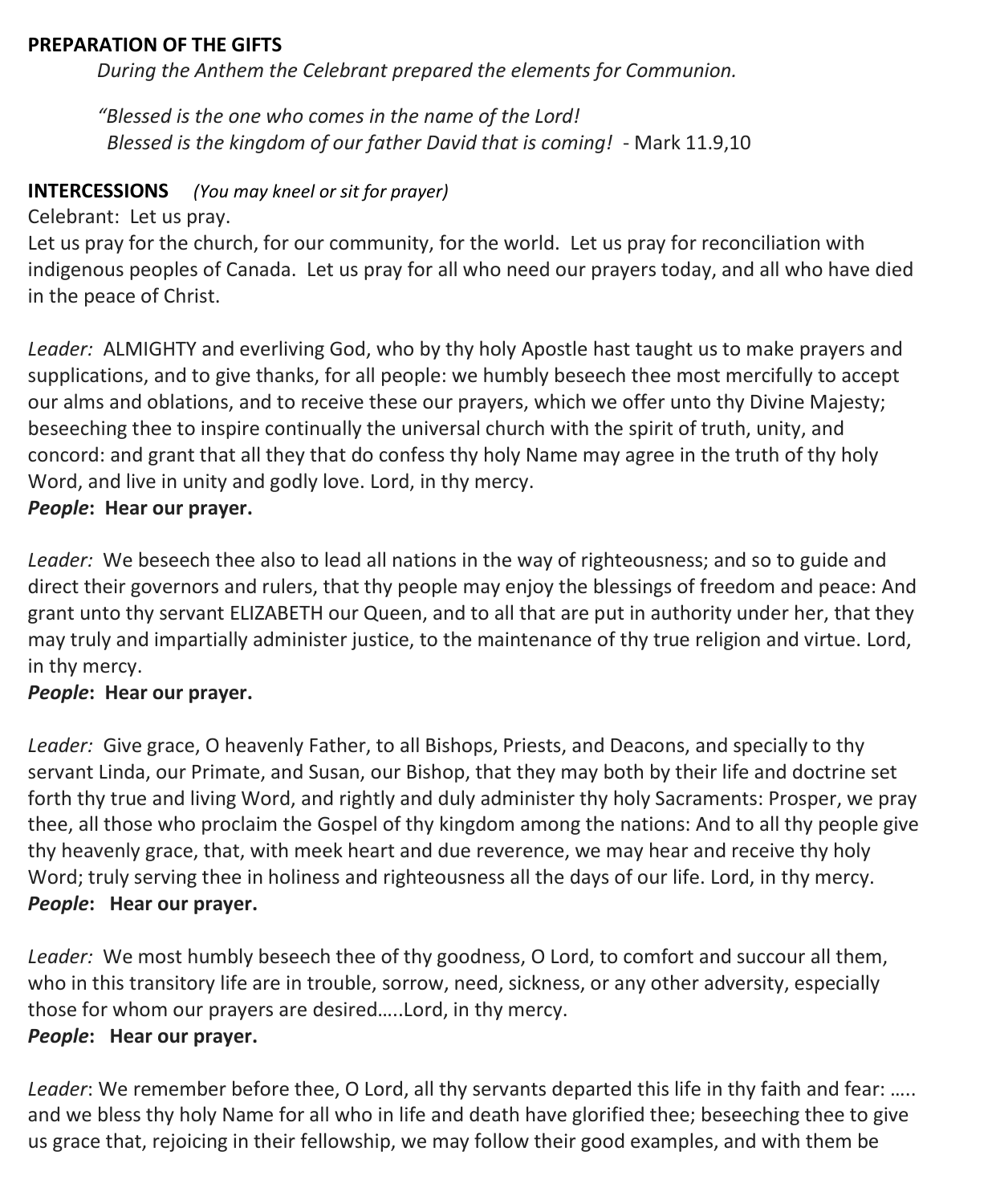**PREPARATION OF THE GIFTS**

*During the Anthem the Celebrant prepared the elements for Communion.*

*"Blessed is the one who comes in the name of the Lord!*
*Blessed is the kingdom of our father David that is coming!* - Mark 11.9,10

**INTERCESSIONS** *(You may kneel or sit for prayer)*

Celebrant: Let us pray.

Let us pray for the church, for our community, for the world. Let us pray for reconciliation with indigenous peoples of Canada. Let us pray for all who need our prayers today, and all who have died in the peace of Christ.

*Leader:* ALMIGHTY and everliving God, who by thy holy Apostle hast taught us to make prayers and supplications, and to give thanks, for all people: we humbly beseech thee most mercifully to accept our alms and oblations, and to receive these our prayers, which we offer unto thy Divine Majesty; beseeching thee to inspire continually the universal church with the spirit of truth, unity, and concord: and grant that all they that do confess thy holy Name may agree in the truth of thy holy Word, and live in unity and godly love. Lord, in thy mercy.

***People*: Hear our prayer.**

*Leader:* We beseech thee also to lead all nations in the way of righteousness; and so to guide and direct their governors and rulers, that thy people may enjoy the blessings of freedom and peace: And grant unto thy servant ELIZABETH our Queen, and to all that are put in authority under her, that they may truly and impartially administer justice, to the maintenance of thy true religion and virtue. Lord, in thy mercy.

***People*: Hear our prayer.**

*Leader:* Give grace, O heavenly Father, to all Bishops, Priests, and Deacons, and specially to thy servant Linda, our Primate, and Susan, our Bishop, that they may both by their life and doctrine set forth thy true and living Word, and rightly and duly administer thy holy Sacraments: Prosper, we pray thee, all those who proclaim the Gospel of thy kingdom among the nations: And to all thy people give thy heavenly grace, that, with meek heart and due reverence, we may hear and receive thy holy Word; truly serving thee in holiness and righteousness all the days of our life. Lord, in thy mercy.

***People*: Hear our prayer.**

*Leader:* We most humbly beseech thee of thy goodness, O Lord, to comfort and succour all them, who in this transitory life are in trouble, sorrow, need, sickness, or any other adversity, especially those for whom our prayers are desired…..Lord, in thy mercy.

***People*: Hear our prayer.**

*Leader*: We remember before thee, O Lord, all thy servants departed this life in thy faith and fear: ….. and we bless thy holy Name for all who in life and death have glorified thee; beseeching thee to give us grace that, rejoicing in their fellowship, we may follow their good examples, and with them be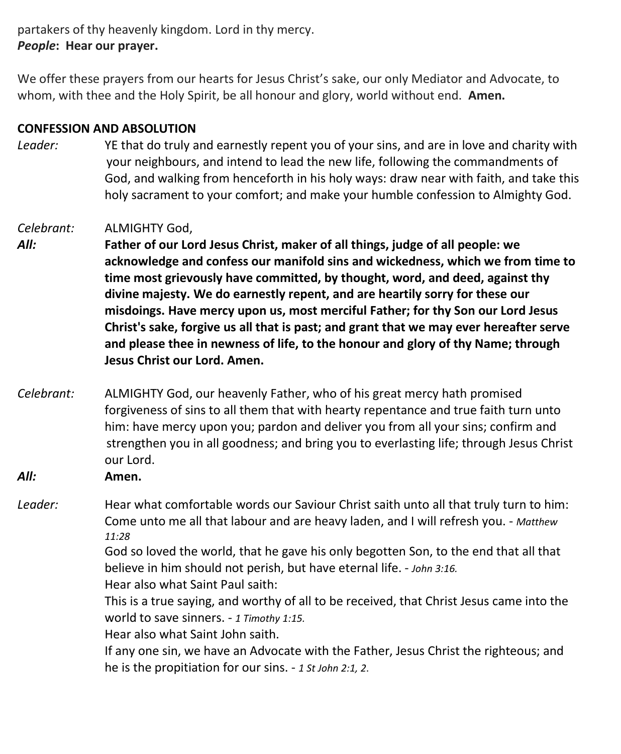partakers of thy heavenly kingdom. Lord in thy mercy.
***People*: Hear our prayer.**

We offer these prayers from our hearts for Jesus Christ's sake, our only Mediator and Advocate, to whom, with thee and the Holy Spirit, be all honour and glory, world without end. **Amen.**

**CONFESSION AND ABSOLUTION**

*Leader:* YE that do truly and earnestly repent you of your sins, and are in love and charity with your neighbours, and intend to lead the new life, following the commandments of God, and walking from henceforth in his holy ways: draw near with faith, and take this holy sacrament to your comfort; and make your humble confession to Almighty God.

*Celebrant:* ALMIGHTY God,

***All:*** **Father of our Lord Jesus Christ, maker of all things, judge of all people: we acknowledge and confess our manifold sins and wickedness, which we from time to time most grievously have committed, by thought, word, and deed, against thy divine majesty. We do earnestly repent, and are heartily sorry for these our misdoings. Have mercy upon us, most merciful Father; for thy Son our Lord Jesus Christ's sake, forgive us all that is past; and grant that we may ever hereafter serve and please thee in newness of life, to the honour and glory of thy Name; through Jesus Christ our Lord. Amen.**

*Celebrant:* ALMIGHTY God, our heavenly Father, who of his great mercy hath promised forgiveness of sins to all them that with hearty repentance and true faith turn unto him: have mercy upon you; pardon and deliver you from all your sins; confirm and strengthen you in all goodness; and bring you to everlasting life; through Jesus Christ our Lord.

***All:*** **Amen.**

*Leader:* Hear what comfortable words our Saviour Christ saith unto all that truly turn to him:
Come unto me all that labour and are heavy laden, and I will refresh you. - *Matthew 11:28*
God so loved the world, that he gave his only begotten Son, to the end that all that believe in him should not perish, but have eternal life. - *John 3:16.*
Hear also what Saint Paul saith:
This is a true saying, and worthy of all to be received, that Christ Jesus came into the world to save sinners. - *1 Timothy 1:15.*
Hear also what Saint John saith.
If any one sin, we have an Advocate with the Father, Jesus Christ the righteous; and he is the propitiation for our sins. - *1 St John 2:1, 2.*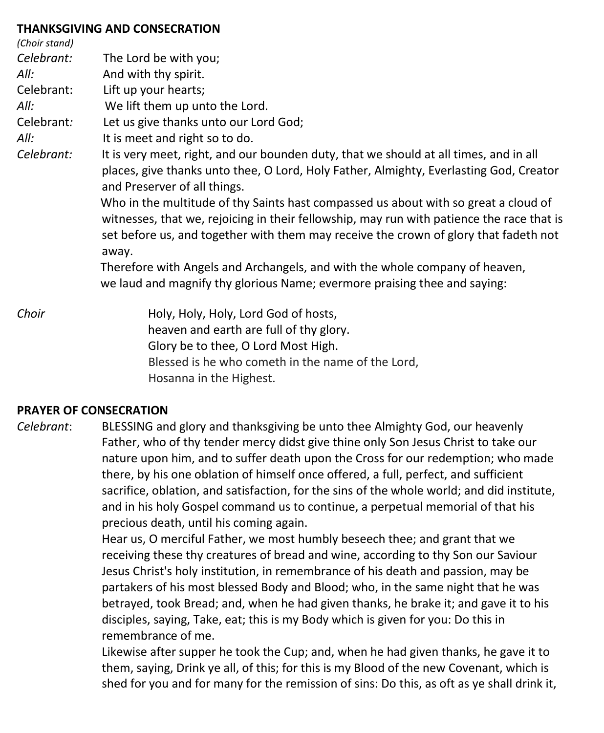**THANKSGIVING AND CONSECRATION**

*(Choir stand)*

*Celebrant:* The Lord be with you;

*All:* And with thy spirit.

Celebrant: Lift up your hearts;

*All:* We lift them up unto the Lord.

Celebrant*:* Let us give thanks unto our Lord God;

*All:* It is meet and right so to do.

*Celebrant:* It is very meet, right, and our bounden duty, that we should at all times, and in all places, give thanks unto thee, O Lord, Holy Father, Almighty, Everlasting God, Creator and Preserver of all things.

Who in the multitude of thy Saints hast compassed us about with so great a cloud of witnesses, that we, rejoicing in their fellowship, may run with patience the race that is set before us, and together with them may receive the crown of glory that fadeth not away.

Therefore with Angels and Archangels, and with the whole company of heaven, we laud and magnify thy glorious Name; evermore praising thee and saying:

*Choir*

Holy, Holy, Holy, Lord God of hosts,
heaven and earth are full of thy glory.
Glory be to thee, O Lord Most High.
Blessed is he who cometh in the name of the Lord,
Hosanna in the Highest.

**PRAYER OF CONSECRATION**

*Celebrant*: BLESSING and glory and thanksgiving be unto thee Almighty God, our heavenly Father, who of thy tender mercy didst give thine only Son Jesus Christ to take our nature upon him, and to suffer death upon the Cross for our redemption; who made there, by his one oblation of himself once offered, a full, perfect, and sufficient sacrifice, oblation, and satisfaction, for the sins of the whole world; and did institute, and in his holy Gospel command us to continue, a perpetual memorial of that his precious death, until his coming again.

Hear us, O merciful Father, we most humbly beseech thee; and grant that we receiving these thy creatures of bread and wine, according to thy Son our Saviour Jesus Christ's holy institution, in remembrance of his death and passion, may be partakers of his most blessed Body and Blood; who, in the same night that he was betrayed, took Bread; and, when he had given thanks, he brake it; and gave it to his disciples, saying, Take, eat; this is my Body which is given for you: Do this in remembrance of me.

Likewise after supper he took the Cup; and, when he had given thanks, he gave it to them, saying, Drink ye all, of this; for this is my Blood of the new Covenant, which is shed for you and for many for the remission of sins: Do this, as oft as ye shall drink it,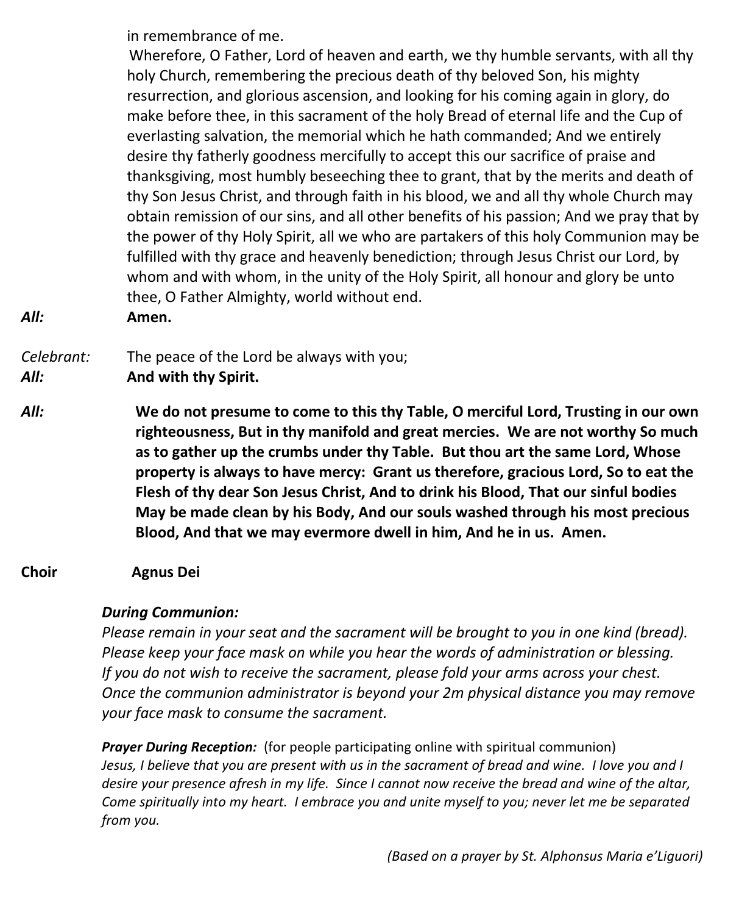in remembrance of me.

Wherefore, O Father, Lord of heaven and earth, we thy humble servants, with all thy holy Church, remembering the precious death of thy beloved Son, his mighty resurrection, and glorious ascension, and looking for his coming again in glory, do make before thee, in this sacrament of the holy Bread of eternal life and the Cup of everlasting salvation, the memorial which he hath commanded; And we entirely desire thy fatherly goodness mercifully to accept this our sacrifice of praise and thanksgiving, most humbly beseeching thee to grant, that by the merits and death of thy Son Jesus Christ, and through faith in his blood, we and all thy whole Church may obtain remission of our sins, and all other benefits of his passion; And we pray that by the power of thy Holy Spirit, all we who are partakers of this holy Communion may be fulfilled with thy grace and heavenly benediction; through Jesus Christ our Lord, by whom and with whom, in the unity of the Holy Spirit, all honour and glory be unto thee, O Father Almighty, world without end.

***All:*** **Amen.**

*Celebrant:* The peace of the Lord be always with you;
***All:*** **And with thy Spirit.**

***All:*** **We do not presume to come to this thy Table, O merciful Lord, Trusting in our own righteousness, But in thy manifold and great mercies. We are not worthy So much as to gather up the crumbs under thy Table. But thou art the same Lord, Whose property is always to have mercy: Grant us therefore, gracious Lord, So to eat the Flesh of thy dear Son Jesus Christ, And to drink his Blood, That our sinful bodies May be made clean by his Body, And our souls washed through his most precious Blood, And that we may evermore dwell in him, And he in us. Amen.**

**Choir** **Agnus Dei**

***During Communion:***
*Please remain in your seat and the sacrament will be brought to you in one kind (bread). Please keep your face mask on while you hear the words of administration or blessing. If you do not wish to receive the sacrament, please fold your arms across your chest. Once the communion administrator is beyond your 2m physical distance you may remove your face mask to consume the sacrament.*

***Prayer During Reception:*** (for people participating online with spiritual communion)
*Jesus, I believe that you are present with us in the sacrament of bread and wine. I love you and I desire your presence afresh in my life. Since I cannot now receive the bread and wine of the altar, Come spiritually into my heart. I embrace you and unite myself to you; never let me be separated from you.*

*(Based on a prayer by St. Alphonsus Maria e'Liguori)*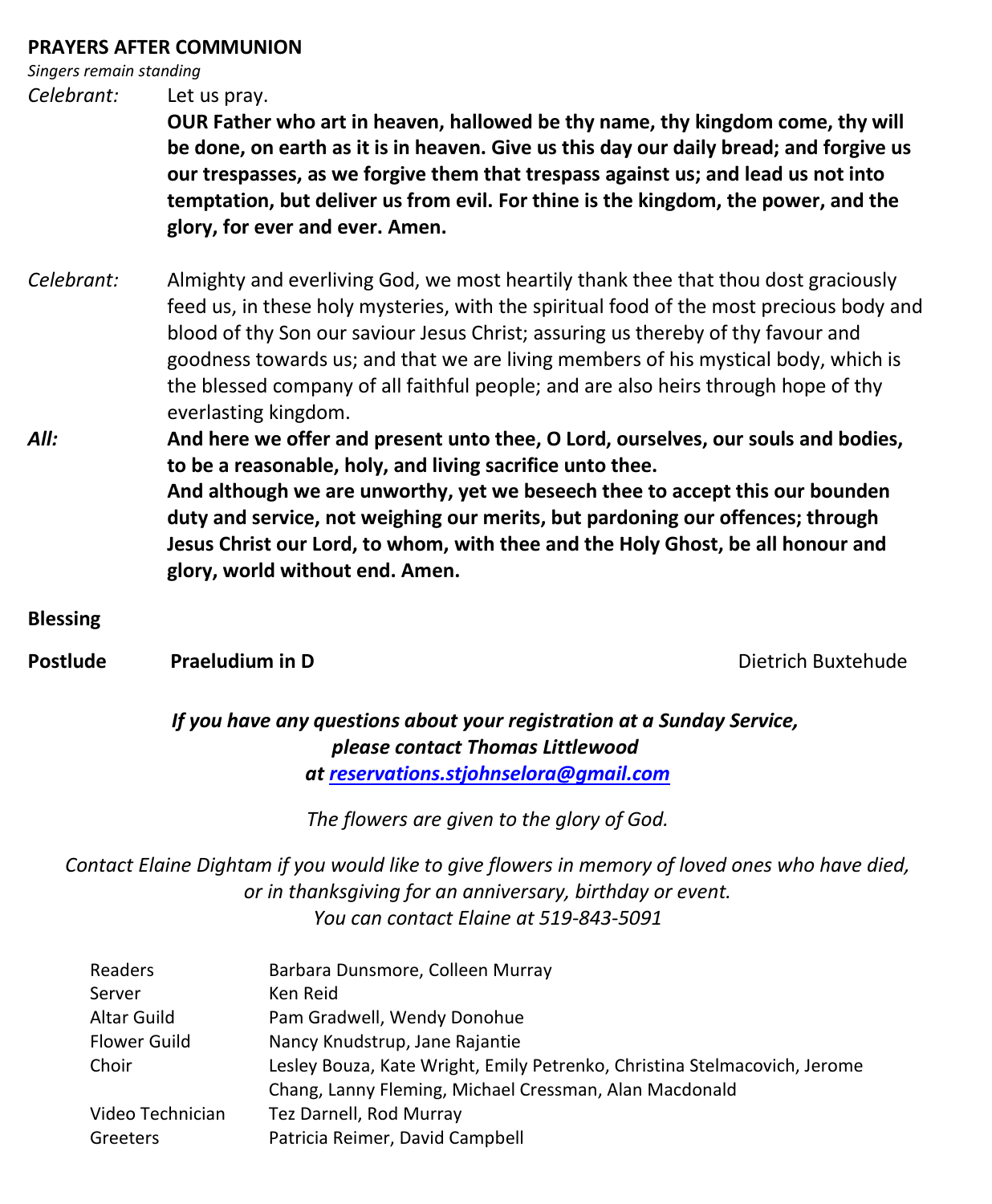**PRAYERS AFTER COMMUNION**

*Singers remain standing*

*Celebrant:* Let us pray.

**OUR Father who art in heaven, hallowed be thy name, thy kingdom come, thy will be done, on earth as it is in heaven. Give us this day our daily bread; and forgive us our trespasses, as we forgive them that trespass against us; and lead us not into temptation, but deliver us from evil. For thine is the kingdom, the power, and the glory, for ever and ever. Amen.**

*Celebrant:* Almighty and everliving God, we most heartily thank thee that thou dost graciously feed us, in these holy mysteries, with the spiritual food of the most precious body and blood of thy Son our saviour Jesus Christ; assuring us thereby of thy favour and goodness towards us; and that we are living members of his mystical body, which is the blessed company of all faithful people; and are also heirs through hope of thy everlasting kingdom.

***All:*** **And here we offer and present unto thee, O Lord, ourselves, our souls and bodies, to be a reasonable, holy, and living sacrifice unto thee.**
**And although we are unworthy, yet we beseech thee to accept this our bounden duty and service, not weighing our merits, but pardoning our offences; through Jesus Christ our Lord, to whom, with thee and the Holy Ghost, be all honour and glory, world without end. Amen.**

**Blessing**

**Postlude** **Praeludium in D** Dietrich Buxtehude

***If you have any questions about your registration at a Sunday Service, please contact Thomas Littlewood at reservations.stjohnselora@gmail.com***

*The flowers are given to the glory of God.*

*Contact Elaine Dightam if you would like to give flowers in memory of loved ones who have died, or in thanksgiving for an anniversary, birthday or event. You can contact Elaine at 519-843-5091*

| | |
|---|---|
| Readers | Barbara Dunsmore, Colleen Murray |
| Server | Ken Reid |
| Altar Guild | Pam Gradwell, Wendy Donohue |
| Flower Guild | Nancy Knudstrup, Jane Rajantie |
| Choir | Lesley Bouza, Kate Wright, Emily Petrenko, Christina Stelmacovich, Jerome Chang, Lanny Fleming, Michael Cressman, Alan Macdonald |
| Video Technician | Tez Darnell, Rod Murray |
| Greeters | Patricia Reimer, David Campbell |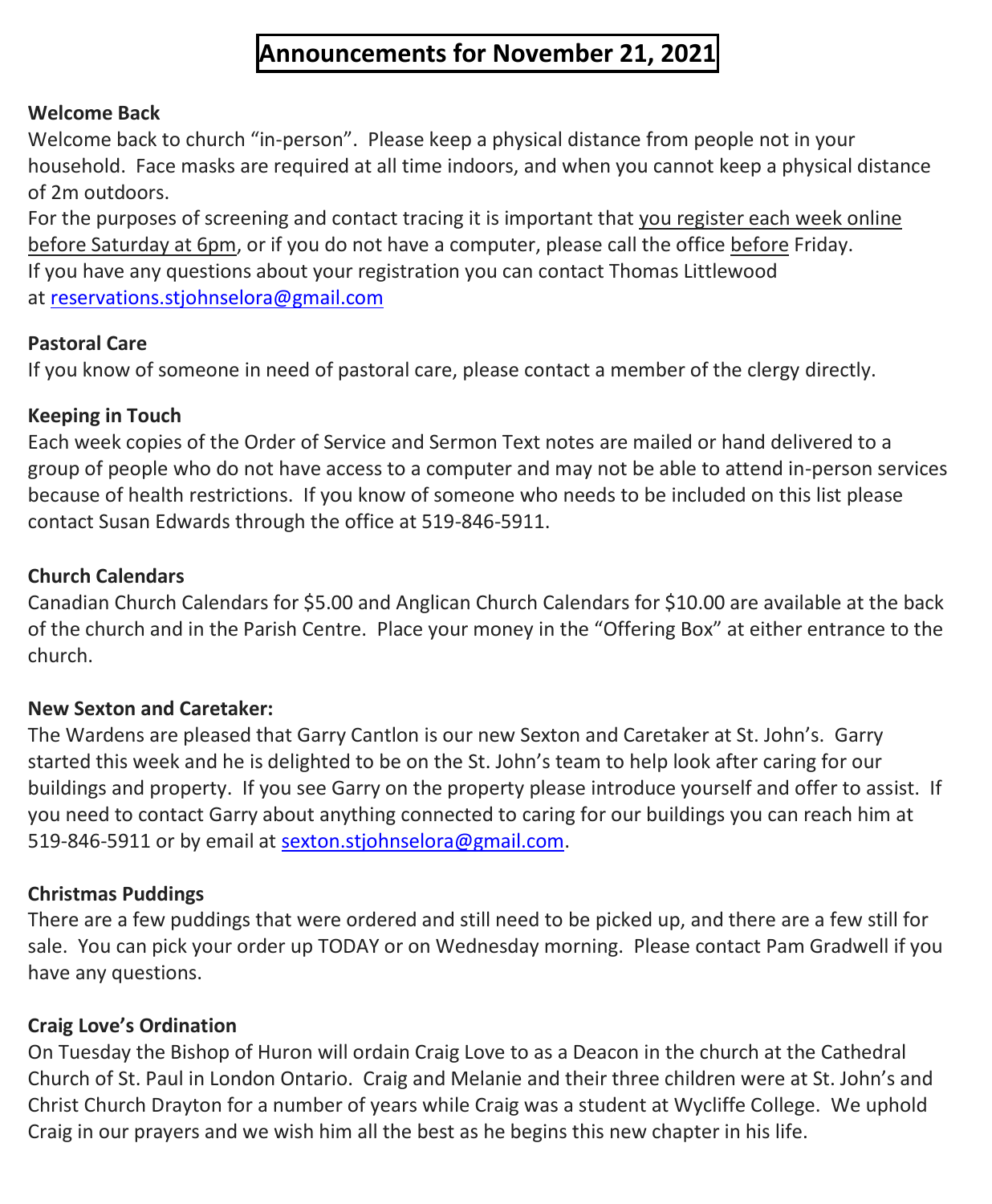# Announcements for November 21, 2021

**Welcome Back**

Welcome back to church "in-person". Please keep a physical distance from people not in your household. Face masks are required at all time indoors, and when you cannot keep a physical distance of 2m outdoors.

For the purposes of screening and contact tracing it is important that you register each week online before Saturday at 6pm, or if you do not have a computer, please call the office before Friday.

If you have any questions about your registration you can contact Thomas Littlewood at reservations.stjohnselora@gmail.com

**Pastoral Care**

If you know of someone in need of pastoral care, please contact a member of the clergy directly.

**Keeping in Touch**

Each week copies of the Order of Service and Sermon Text notes are mailed or hand delivered to a group of people who do not have access to a computer and may not be able to attend in-person services because of health restrictions. If you know of someone who needs to be included on this list please contact Susan Edwards through the office at 519-846-5911.

**Church Calendars**

Canadian Church Calendars for $5.00 and Anglican Church Calendars for $10.00 are available at the back of the church and in the Parish Centre. Place your money in the "Offering Box" at either entrance to the church.

**New Sexton and Caretaker:**

The Wardens are pleased that Garry Cantlon is our new Sexton and Caretaker at St. John's. Garry started this week and he is delighted to be on the St. John's team to help look after caring for our buildings and property. If you see Garry on the property please introduce yourself and offer to assist. If you need to contact Garry about anything connected to caring for our buildings you can reach him at 519-846-5911 or by email at sexton.stjohnselora@gmail.com.

**Christmas Puddings**

There are a few puddings that were ordered and still need to be picked up, and there are a few still for sale. You can pick your order up TODAY or on Wednesday morning. Please contact Pam Gradwell if you have any questions.

**Craig Love's Ordination**

On Tuesday the Bishop of Huron will ordain Craig Love to as a Deacon in the church at the Cathedral Church of St. Paul in London Ontario. Craig and Melanie and their three children were at St. John's and Christ Church Drayton for a number of years while Craig was a student at Wycliffe College. We uphold Craig in our prayers and we wish him all the best as he begins this new chapter in his life.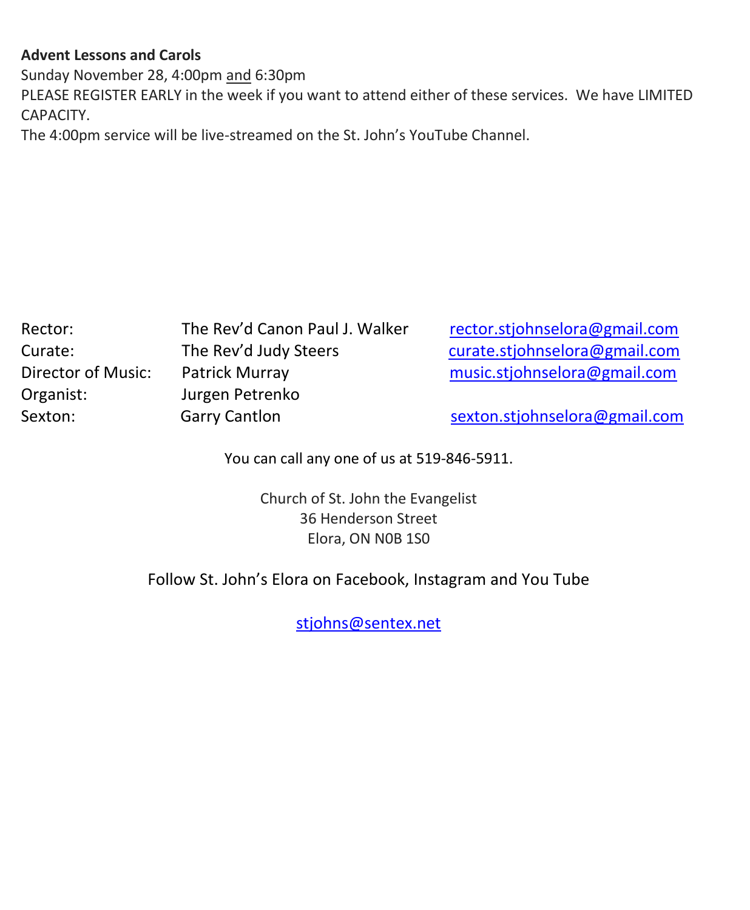**Advent Lessons and Carols**

Sunday November 28, 4:00pm and 6:30pm

PLEASE REGISTER EARLY in the week if you want to attend either of these services. We have LIMITED CAPACITY.

The 4:00pm service will be live-streamed on the St. John's YouTube Channel.

| | | |
|---|---|---|
| Rector: | The Rev'd Canon Paul J. Walker | rector.stjohnselora@gmail.com |
| Curate: | The Rev'd Judy Steers | curate.stjohnselora@gmail.com |
| Director of Music: | Patrick Murray | music.stjohnselora@gmail.com |
| Organist: | Jurgen Petrenko | |
| Sexton: | Garry Cantlon | sexton.stjohnselora@gmail.com |

You can call any one of us at 519-846-5911.

Church of St. John the Evangelist
36 Henderson Street
Elora, ON N0B 1S0

Follow St. John's Elora on Facebook, Instagram and You Tube

stjohns@sentex.net